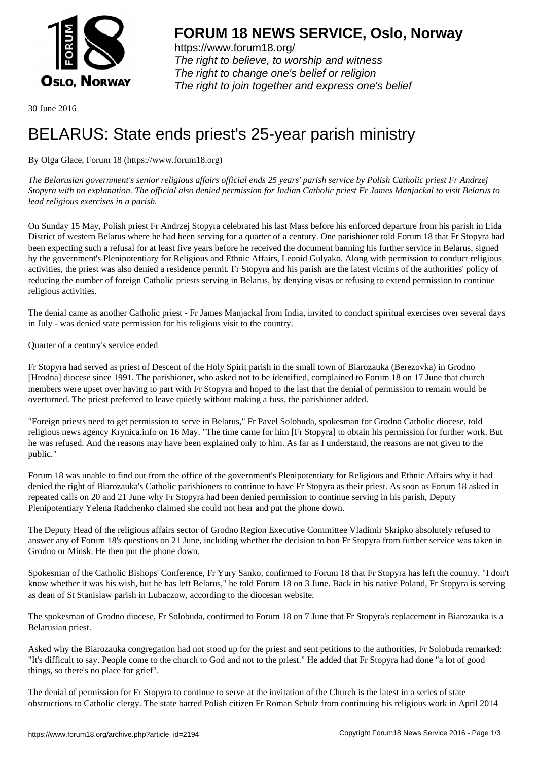30 June 2016

# BELARUS: State ends priest's 25-year parish ministry

By Olga Glace, Forum 18 (https://www.forum18.org)

*The Belarusian government's senior religious affairs official ends 25 years' parish service by Polish Catholic priest Fr Andrzej Stopyra with no explanation. The official also denied permission for Indian Catholic priest Fr James Manjackal to visit Belarus to lead religious exercises in a parish.*

On Sunday 15 May, Polish priest Fr Andrzej Stopyra celebrated his last Mass before his enforced departure from his parish in Lida District of western Belarus where he had been serving for a quarter of a century. One parishioner told Forum 18 that Fr Stopyra had been expecting such a refusal for at least five years before he received the document banning his further service in Belarus, signed by the government's Plenipotentiary for Religious and Ethnic Affairs, Leonid Gulyako. Along with permission to conduct religious activities, the priest was also denied a residence permit. Fr Stopyra and his parish are the latest victims of the authorities' policy of reducing the number of foreign Catholic priests serving in Belarus, by denying visas or refusing to extend permission to continue religious activities.

The denial came as another Catholic priest - Fr James Manjackal from India, invited to conduct spiritual exercises over several days in July - was denied state permission for his religious visit to the country.

Quarter of a century's service ended

Fr Stopyra had served as priest of Descent of the Holy Spirit parish in the small town of Biarozauka (Berezovka) in Grodno [Hrodna] diocese since 1991. The parishioner, who asked not to be identified, complained to Forum 18 on 17 June that church members were upset over having to part with Fr Stopyra and hoped to the last that the denial of permission to remain would be overturned. The priest preferred to leave quietly without making a fuss, the parishioner added.

"Foreign priests need to get permission to serve in Belarus," Fr Pavel Solobuda, spokesman for Grodno Catholic diocese, told religious news agency Krynica.info on 16 May. "The time came for him [Fr Stopyra] to obtain his permission for further work. But he was refused. And the reasons may have been explained only to him. As far as I understand, the reasons are not given to the public."

Forum 18 was unable to find out from the office of the government's Plenipotentiary for Religious and Ethnic Affairs why it had denied the right of Biarozauka's Catholic parishioners to continue to have Fr Stopyra as their priest. As soon as Forum 18 asked in repeated calls on 20 and 21 June why Fr Stopyra had been denied permission to continue serving in his parish, Deputy Plenipotentiary Yelena Radchenko claimed she could not hear and put the phone down.

The Deputy Head of the religious affairs sector of Grodno Region Executive Committee Vladimir Skripko absolutely refused to answer any of Forum 18's questions on 21 June, including whether the decision to ban Fr Stopyra from further service was taken in Grodno or Minsk. He then put the phone down.

Spokesman of the Catholic Bishops' Conference, Fr Yury Sanko, confirmed to Forum 18 that Fr Stopyra has left the country. "I don't know whether it was his wish, but he has left Belarus," he told Forum 18 on 3 June. Back in his native Poland, Fr Stopyra is serving as dean of St Stanislaw parish in Lubaczow, according to the diocesan website.

The spokesman of Grodno diocese, Fr Solobuda, confirmed to Forum 18 on 7 June that Fr Stopyra's replacement in Biarozauka is a Belarusian priest.

Asked why the Biarozauka congregation had not stood up for the priest and sent petitions to the authorities, Fr Solobuda remarked: "It's difficult to say. People come to the church to God and not to the priest." He added that Fr Stopyra had done "a lot of good things, so there's no place for grief".

The denial of permission for Fr Stopyra to continue to serve at the invitation of the Church is the latest in a series of state obstructions to Catholic clergy. The state barred Polish citizen Fr Roman Schulz from continuing his religious work in April 2014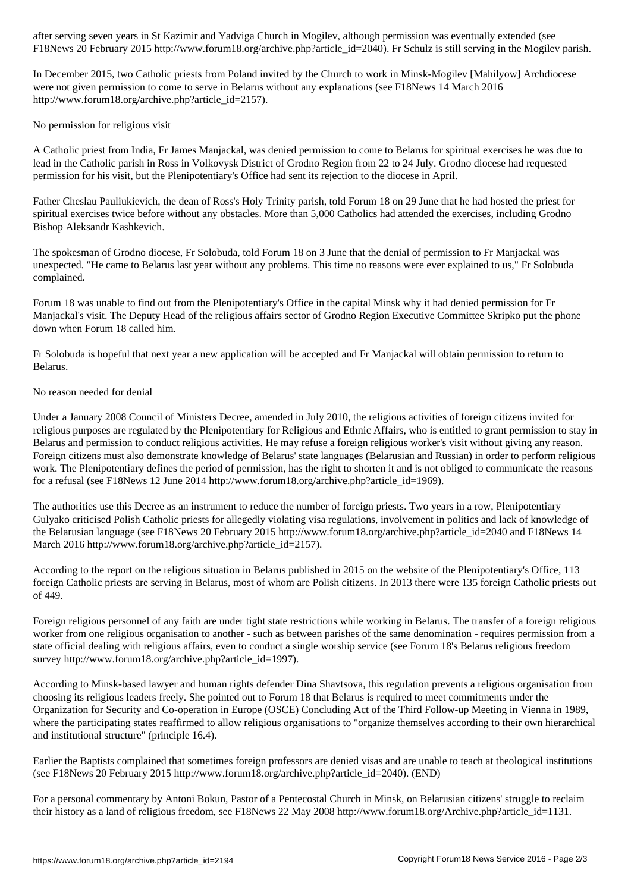after serving seven years in St Kazimir and Yadviga Church in Mogilev, although permission was eventually extended (see F18News 20 February 2015 http://www.forum18.org/archive.php?article_id=2040). Fr Schulz is still serving in the Mogilev parish.

In December 2015, two Catholic priests from Poland invited by the Church to work in Minsk-Mogilev [Mahilyow] Archdiocese were not given permission to come to serve in Belarus without any explanations (see F18News 14 March 2016 http://www.forum18.org/archive.php?article_id=2157).

## No permission for religious visit

A Catholic priest from India, Fr James Manjackal, was denied permission to come to Belarus for spiritual exercises he was due to lead in the Catholic parish in Ross in Volkovysk District of Grodno Region from 22 to 24 July. Grodno diocese had requested permission for his visit, but the Plenipotentiary's Office had sent its rejection to the diocese in April.

Father Cheslau Pauliukievich, the dean of Ross's Holy Trinity parish, told Forum 18 on 29 June that he had hosted the priest for spiritual exercises twice before without any obstacles. More than 5,000 Catholics had attended the exercises, including Grodno Bishop Aleksandr Kashkevich.

The spokesman of Grodno diocese, Fr Solobuda, told Forum 18 on 3 June that the denial of permission to Fr Manjackal was unexpected. "He came to Belarus last year without any problems. This time no reasons were ever explained to us," Fr Solobuda complained.

Forum 18 was unable to find out from the Plenipotentiary's Office in the capital Minsk why it had denied permission for Fr Manjackal's visit. The Deputy Head of the religious affairs sector of Grodno Region Executive Committee Skripko put the phone down when Forum 18 called him.

Fr Solobuda is hopeful that next year a new application will be accepted and Fr Manjackal will obtain permission to return to Belarus.

## No reason needed for denial

Under a January 2008 Council of Ministers Decree, amended in July 2010, the religious activities of foreign citizens invited for religious purposes are regulated by the Plenipotentiary for Religious and Ethnic Affairs, who is entitled to grant permission to stay in Belarus and permission to conduct religious activities. He may refuse a foreign religious worker's visit without giving any reason. Foreign citizens must also demonstrate knowledge of Belarus' state languages (Belarusian and Russian) in order to perform religious work. The Plenipotentiary defines the period of permission, has the right to shorten it and is not obliged to communicate the reasons for a refusal (see F18News 12 June 2014 http://www.forum18.org/archive.php?article_id=1969).

The authorities use this Decree as an instrument to reduce the number of foreign priests. Two years in a row, Plenipotentiary Gulyako criticised Polish Catholic priests for allegedly violating visa regulations, involvement in politics and lack of knowledge of the Belarusian language (see F18News 20 February 2015 http://www.forum18.org/archive.php?article_id=2040 and F18News 14 March 2016 http://www.forum18.org/archive.php?article_id=2157).

According to the report on the religious situation in Belarus published in 2015 on the website of the Plenipotentiary's Office, 113 foreign Catholic priests are serving in Belarus, most of whom are Polish citizens. In 2013 there were 135 foreign Catholic priests out of 449.

Foreign religious personnel of any faith are under tight state restrictions while working in Belarus. The transfer of a foreign religious worker from one religious organisation to another - such as between parishes of the same denomination - requires permission from a state official dealing with religious affairs, even to conduct a single worship service (see Forum 18's Belarus religious freedom survey http://www.forum18.org/archive.php?article_id=1997).

According to Minsk-based lawyer and human rights defender Dina Shavtsova, this regulation prevents a religious organisation from choosing its religious leaders freely. She pointed out to Forum 18 that Belarus is required to meet commitments under the Organization for Security and Co-operation in Europe (OSCE) Concluding Act of the Third Follow-up Meeting in Vienna in 1989, where the participating states reaffirmed to allow religious organisations to "organize themselves according to their own hierarchical and institutional structure" (principle 16.4).

Earlier the Baptists complained that sometimes foreign professors are denied visas and are unable to teach at theological institutions (see F18News 20 February 2015 http://www.forum18.org/archive.php?article_id=2040). (END)

For a personal commentary by Antoni Bokun, Pastor of a Pentecostal Church in Minsk, on Belarusian citizens' struggle to reclaim their history as a land of religious freedom, see F18News 22 May 2008 http://www.forum18.org/Archive.php?article_id=1131.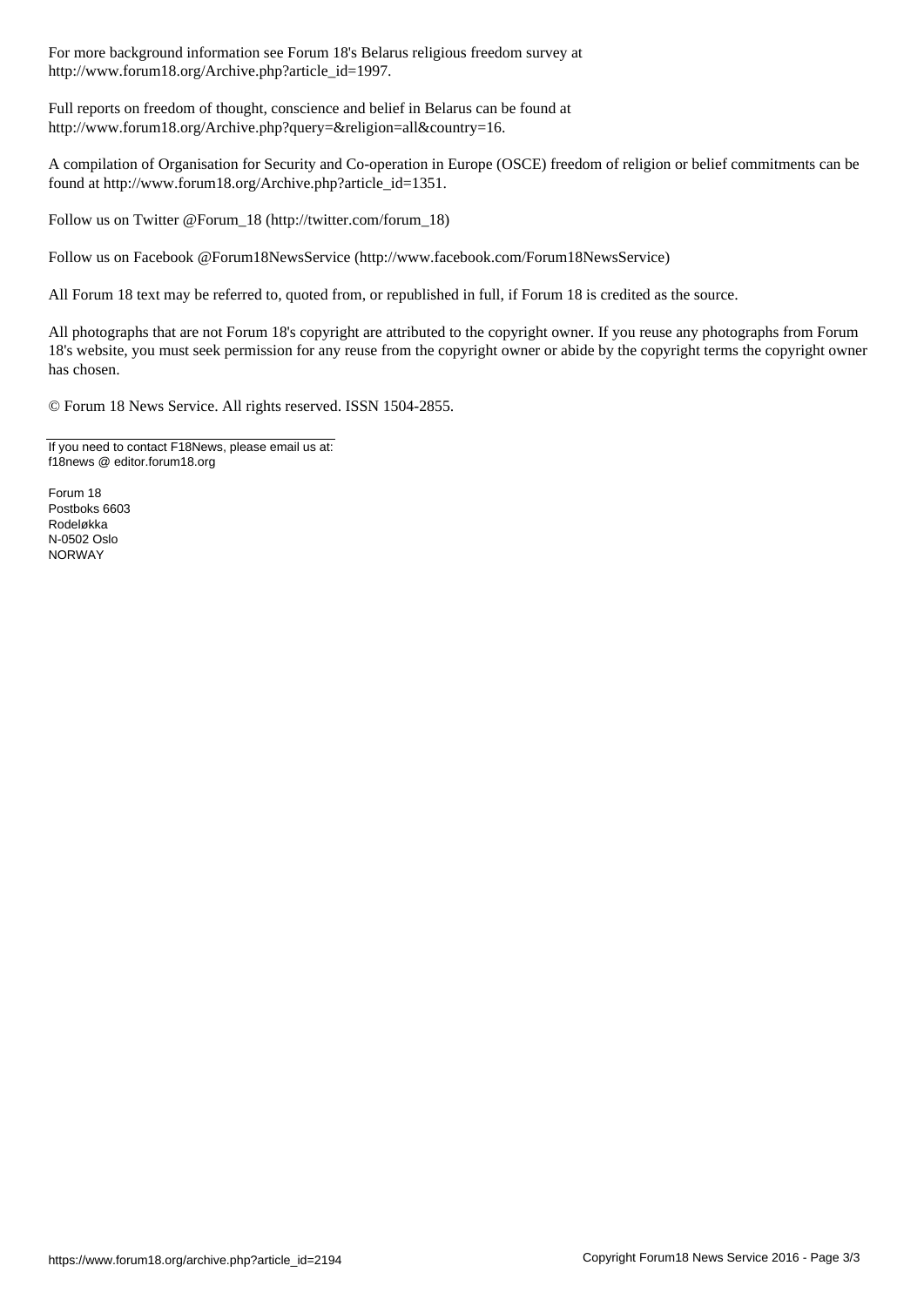For more background information see Forum 18's Belarus religious freedom survey at http://www.forum18.org/Archive.php?article_id=1997.

Full reports on freedom of thought, conscience and belief in Belarus can be found at http://www.forum18.org/Archive.php?query=&religion=all&country=16.

A compilation of Organisation for Security and Co-operation in Europe (OSCE) freedom of religion or belief commitments can be found at http://www.forum18.org/Archive.php?article_id=1351.

Follow us on Twitter @Forum_18 (http://twitter.com/forum_18)

Follow us on Facebook @Forum18NewsService (http://www.facebook.com/Forum18NewsService)

All Forum 18 text may be referred to, quoted from, or republished in full, if Forum 18 is credited as the source.

All photographs that are not Forum 18's copyright are attributed to the copyright owner. If you reuse any photographs from Forum 18's website, you must seek permission for any reuse from the copyright owner or abide by the copyright terms the copyright owner has chosen.

© Forum 18 News Service. All rights reserved. ISSN 1504-2855.

---

If you need to contact F18News, please email us at:
f18news @ editor.forum18.org

Forum 18
Postboks 6603
Rodeløkka
N-0502 Oslo
NORWAY